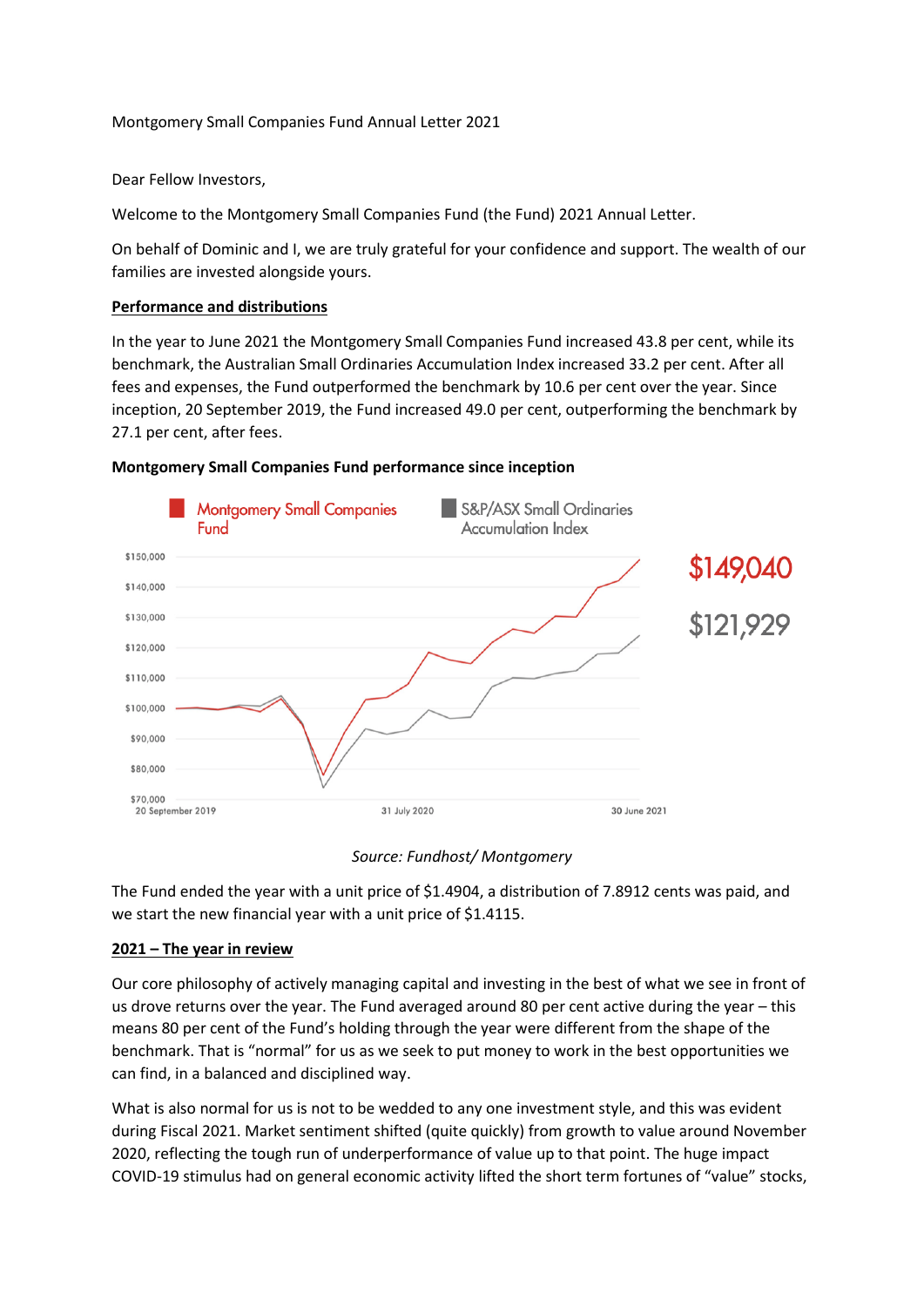Montgomery Small Companies Fund Annual Letter 2021

Dear Fellow Investors,

Welcome to the Montgomery Small Companies Fund (the Fund) 2021 Annual Letter.

On behalf of Dominic and I, we are truly grateful for your confidence and support. The wealth of our families are invested alongside yours.

**Performance and distributions**

In the year to June 2021 the Montgomery Small Companies Fund increased 43.8 per cent, while its benchmark, the Australian Small Ordinaries Accumulation Index increased 33.2 per cent. After all fees and expenses, the Fund outperformed the benchmark by 10.6 per cent over the year. Since inception, 20 September 2019, the Fund increased 49.0 per cent, outperforming the benchmark by 27.1 per cent, after fees.

**Montgomery Small Companies Fund performance since inception**

*Source: Fundhost/ Montgomery*

The Fund ended the year with a unit price of $1.4904, a distribution of 7.8912 cents was paid, and we start the new financial year with a unit price of $1.4115.

**2021 – The year in review**

Our core philosophy of actively managing capital and investing in the best of what we see in front of us drove returns over the year. The Fund averaged around 80 per cent active during the year – this means 80 per cent of the Fund's holding through the year were different from the shape of the benchmark. That is "normal" for us as we seek to put money to work in the best opportunities we can find, in a balanced and disciplined way.

What is also normal for us is not to be wedded to any one investment style, and this was evident during Fiscal 2021. Market sentiment shifted (quite quickly) from growth to value around November 2020, reflecting the tough run of underperformance of value up to that point. The huge impact COVID-19 stimulus had on general economic activity lifted the short term fortunes of "value" stocks,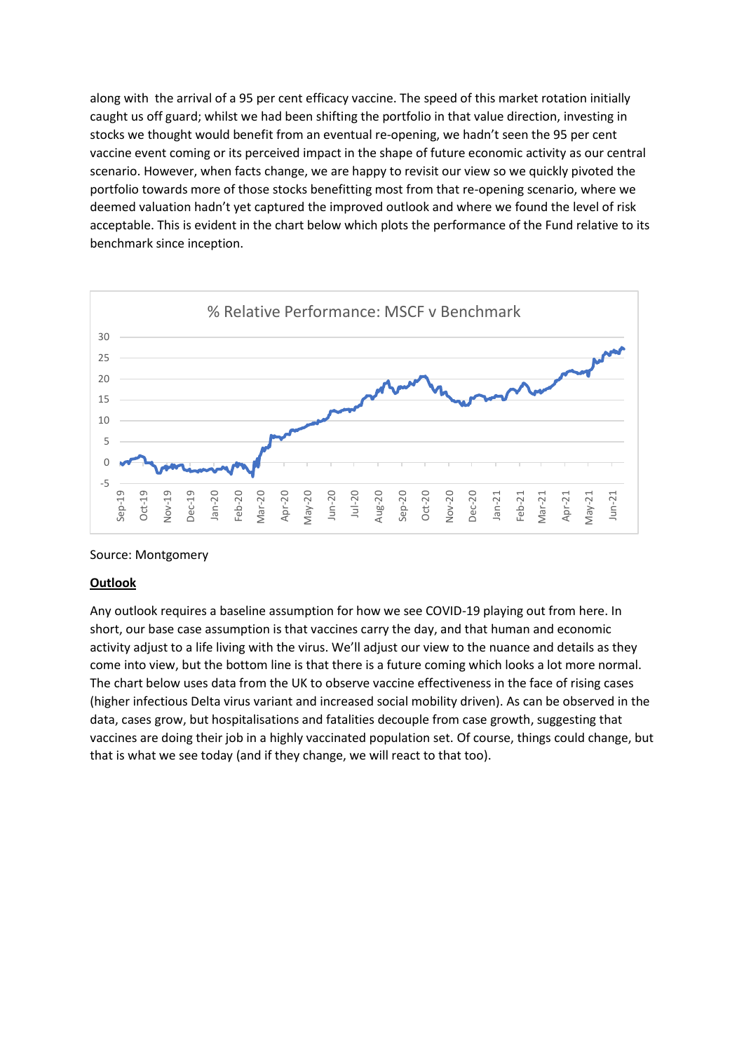along with the arrival of a 95 per cent efficacy vaccine. The speed of this market rotation initially caught us off guard; whilst we had been shifting the portfolio in that value direction, investing in stocks we thought would benefit from an eventual re-opening, we hadn't seen the 95 per cent vaccine event coming or its perceived impact in the shape of future economic activity as our central scenario. However, when facts change, we are happy to revisit our view so we quickly pivoted the portfolio towards more of those stocks benefitting most from that re-opening scenario, where we deemed valuation hadn't yet captured the improved outlook and where we found the level of risk acceptable. This is evident in the chart below which plots the performance of the Fund relative to its benchmark since inception.

Source: Montgomery

## Outlook

Any outlook requires a baseline assumption for how we see COVID-19 playing out from here. In short, our base case assumption is that vaccines carry the day, and that human and economic activity adjust to a life living with the virus. We'll adjust our view to the nuance and details as they come into view, but the bottom line is that there is a future coming which looks a lot more normal. The chart below uses data from the UK to observe vaccine effectiveness in the face of rising cases (higher infectious Delta virus variant and increased social mobility driven). As can be observed in the data, cases grow, but hospitalisations and fatalities decouple from case growth, suggesting that vaccines are doing their job in a highly vaccinated population set. Of course, things could change, but that is what we see today (and if they change, we will react to that too).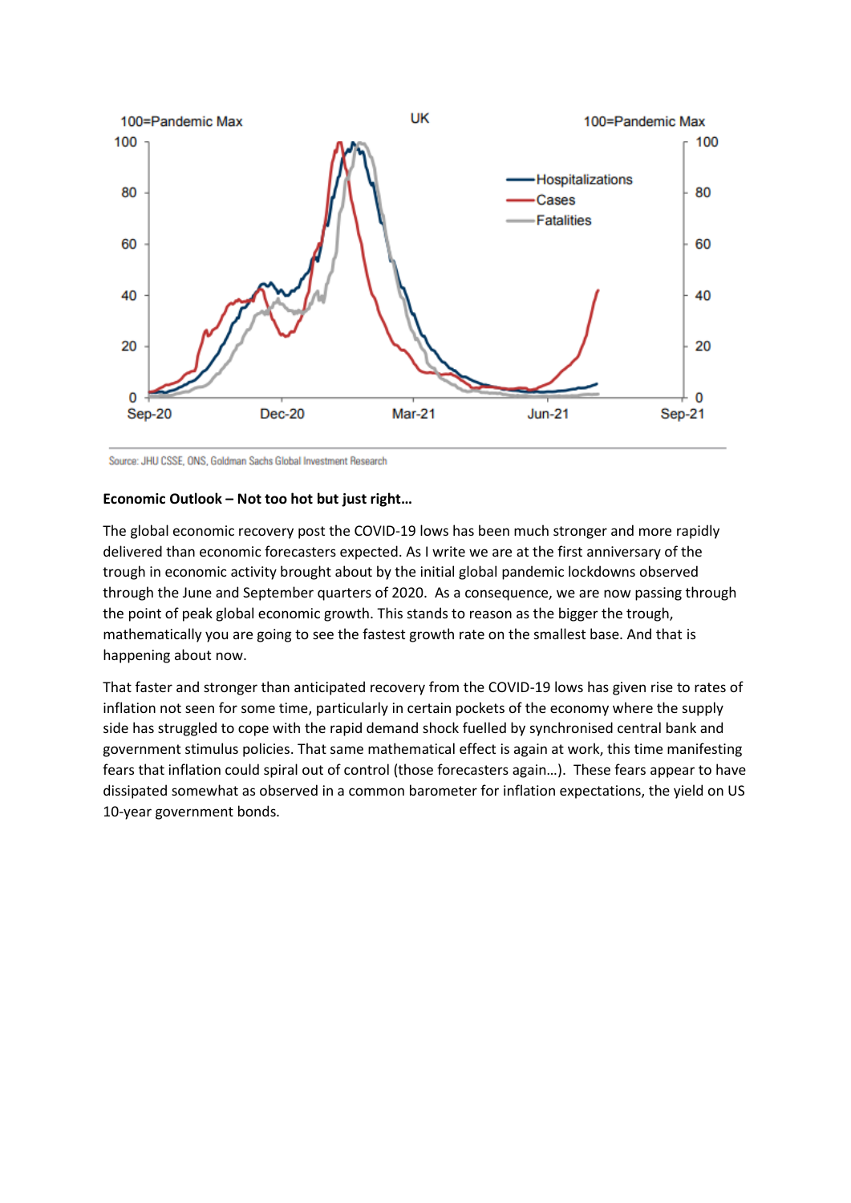Source: JHU CSSE, ONS, Goldman Sachs Global Investment Research

**Economic Outlook – Not too hot but just right…**

The global economic recovery post the COVID-19 lows has been much stronger and more rapidly delivered than economic forecasters expected. As I write we are at the first anniversary of the trough in economic activity brought about by the initial global pandemic lockdowns observed through the June and September quarters of 2020. As a consequence, we are now passing through the point of peak global economic growth. This stands to reason as the bigger the trough, mathematically you are going to see the fastest growth rate on the smallest base. And that is happening about now.

That faster and stronger than anticipated recovery from the COVID-19 lows has given rise to rates of inflation not seen for some time, particularly in certain pockets of the economy where the supply side has struggled to cope with the rapid demand shock fuelled by synchronised central bank and government stimulus policies. That same mathematical effect is again at work, this time manifesting fears that inflation could spiral out of control (those forecasters again…). These fears appear to have dissipated somewhat as observed in a common barometer for inflation expectations, the yield on US 10-year government bonds.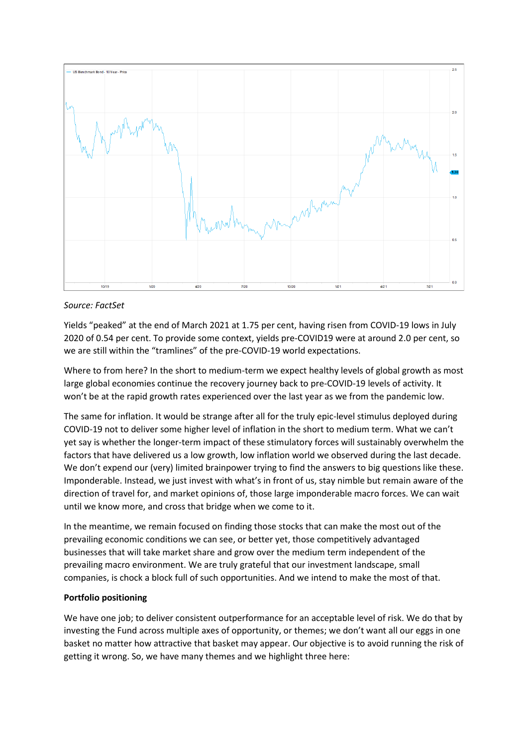*Source: FactSet*

Yields "peaked" at the end of March 2021 at 1.75 per cent, having risen from COVID-19 lows in July 2020 of 0.54 per cent. To provide some context, yields pre-COVID19 were at around 2.0 per cent, so we are still within the "tramlines" of the pre-COVID-19 world expectations.

Where to from here? In the short to medium-term we expect healthy levels of global growth as most large global economies continue the recovery journey back to pre-COVID-19 levels of activity. It won't be at the rapid growth rates experienced over the last year as we from the pandemic low.

The same for inflation. It would be strange after all for the truly epic-level stimulus deployed during COVID-19 not to deliver some higher level of inflation in the short to medium term. What we can't yet say is whether the longer-term impact of these stimulatory forces will sustainably overwhelm the factors that have delivered us a low growth, low inflation world we observed during the last decade. We don't expend our (very) limited brainpower trying to find the answers to big questions like these. Imponderable. Instead, we just invest with what's in front of us, stay nimble but remain aware of the direction of travel for, and market opinions of, those large imponderable macro forces. We can wait until we know more, and cross that bridge when we come to it.

In the meantime, we remain focused on finding those stocks that can make the most out of the prevailing economic conditions we can see, or better yet, those competitively advantaged businesses that will take market share and grow over the medium term independent of the prevailing macro environment. We are truly grateful that our investment landscape, small companies, is chock a block full of such opportunities. And we intend to make the most of that.

**Portfolio positioning**

We have one job; to deliver consistent outperformance for an acceptable level of risk. We do that by investing the Fund across multiple axes of opportunity, or themes; we don't want all our eggs in one basket no matter how attractive that basket may appear. Our objective is to avoid running the risk of getting it wrong. So, we have many themes and we highlight three here: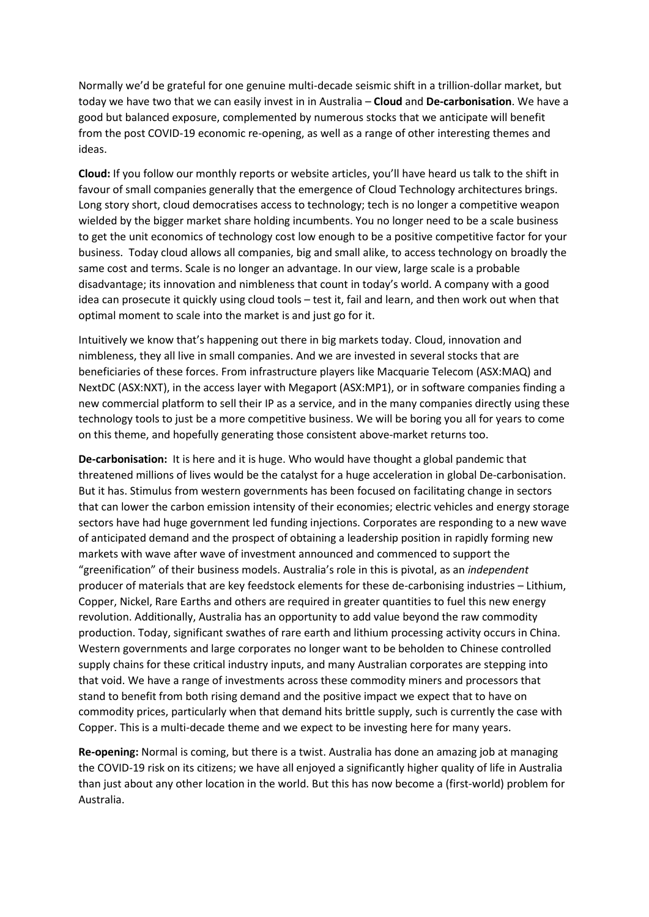Normally we'd be grateful for one genuine multi-decade seismic shift in a trillion-dollar market, but today we have two that we can easily invest in in Australia – **Cloud** and **De-carbonisation**. We have a good but balanced exposure, complemented by numerous stocks that we anticipate will benefit from the post COVID-19 economic re-opening, as well as a range of other interesting themes and ideas.

**Cloud:** If you follow our monthly reports or website articles, you'll have heard us talk to the shift in favour of small companies generally that the emergence of Cloud Technology architectures brings. Long story short, cloud democratises access to technology; tech is no longer a competitive weapon wielded by the bigger market share holding incumbents. You no longer need to be a scale business to get the unit economics of technology cost low enough to be a positive competitive factor for your business. Today cloud allows all companies, big and small alike, to access technology on broadly the same cost and terms. Scale is no longer an advantage. In our view, large scale is a probable disadvantage; its innovation and nimbleness that count in today's world. A company with a good idea can prosecute it quickly using cloud tools – test it, fail and learn, and then work out when that optimal moment to scale into the market is and just go for it.

Intuitively we know that's happening out there in big markets today. Cloud, innovation and nimbleness, they all live in small companies. And we are invested in several stocks that are beneficiaries of these forces. From infrastructure players like Macquarie Telecom (ASX:MAQ) and NextDC (ASX:NXT), in the access layer with Megaport (ASX:MP1), or in software companies finding a new commercial platform to sell their IP as a service, and in the many companies directly using these technology tools to just be a more competitive business. We will be boring you all for years to come on this theme, and hopefully generating those consistent above-market returns too.

**De-carbonisation:** It is here and it is huge. Who would have thought a global pandemic that threatened millions of lives would be the catalyst for a huge acceleration in global De-carbonisation. But it has. Stimulus from western governments has been focused on facilitating change in sectors that can lower the carbon emission intensity of their economies; electric vehicles and energy storage sectors have had huge government led funding injections. Corporates are responding to a new wave of anticipated demand and the prospect of obtaining a leadership position in rapidly forming new markets with wave after wave of investment announced and commenced to support the "greenification" of their business models. Australia's role in this is pivotal, as an *independent* producer of materials that are key feedstock elements for these de-carbonising industries – Lithium, Copper, Nickel, Rare Earths and others are required in greater quantities to fuel this new energy revolution. Additionally, Australia has an opportunity to add value beyond the raw commodity production. Today, significant swathes of rare earth and lithium processing activity occurs in China. Western governments and large corporates no longer want to be beholden to Chinese controlled supply chains for these critical industry inputs, and many Australian corporates are stepping into that void. We have a range of investments across these commodity miners and processors that stand to benefit from both rising demand and the positive impact we expect that to have on commodity prices, particularly when that demand hits brittle supply, such is currently the case with Copper. This is a multi-decade theme and we expect to be investing here for many years.

**Re-opening:** Normal is coming, but there is a twist. Australia has done an amazing job at managing the COVID-19 risk on its citizens; we have all enjoyed a significantly higher quality of life in Australia than just about any other location in the world. But this has now become a (first-world) problem for Australia.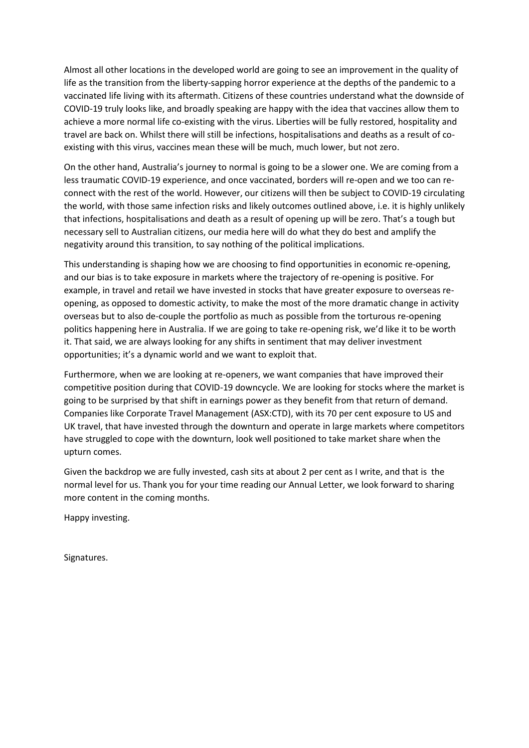Almost all other locations in the developed world are going to see an improvement in the quality of life as the transition from the liberty-sapping horror experience at the depths of the pandemic to a vaccinated life living with its aftermath. Citizens of these countries understand what the downside of COVID-19 truly looks like, and broadly speaking are happy with the idea that vaccines allow them to achieve a more normal life co-existing with the virus. Liberties will be fully restored, hospitality and travel are back on. Whilst there will still be infections, hospitalisations and deaths as a result of co-existing with this virus, vaccines mean these will be much, much lower, but not zero.

On the other hand, Australia's journey to normal is going to be a slower one. We are coming from a less traumatic COVID-19 experience, and once vaccinated, borders will re-open and we too can re-connect with the rest of the world. However, our citizens will then be subject to COVID-19 circulating the world, with those same infection risks and likely outcomes outlined above, i.e. it is highly unlikely that infections, hospitalisations and death as a result of opening up will be zero. That's a tough but necessary sell to Australian citizens, our media here will do what they do best and amplify the negativity around this transition, to say nothing of the political implications.

This understanding is shaping how we are choosing to find opportunities in economic re-opening, and our bias is to take exposure in markets where the trajectory of re-opening is positive. For example, in travel and retail we have invested in stocks that have greater exposure to overseas re-opening, as opposed to domestic activity, to make the most of the more dramatic change in activity overseas but to also de-couple the portfolio as much as possible from the torturous re-opening politics happening here in Australia. If we are going to take re-opening risk, we'd like it to be worth it. That said, we are always looking for any shifts in sentiment that may deliver investment opportunities; it's a dynamic world and we want to exploit that.

Furthermore, when we are looking at re-openers, we want companies that have improved their competitive position during that COVID-19 downcycle. We are looking for stocks where the market is going to be surprised by that shift in earnings power as they benefit from that return of demand. Companies like Corporate Travel Management (ASX:CTD), with its 70 per cent exposure to US and UK travel, that have invested through the downturn and operate in large markets where competitors have struggled to cope with the downturn, look well positioned to take market share when the upturn comes.

Given the backdrop we are fully invested, cash sits at about 2 per cent as I write, and that is the normal level for us. Thank you for your time reading our Annual Letter, we look forward to sharing more content in the coming months.

Happy investing.

Signatures.